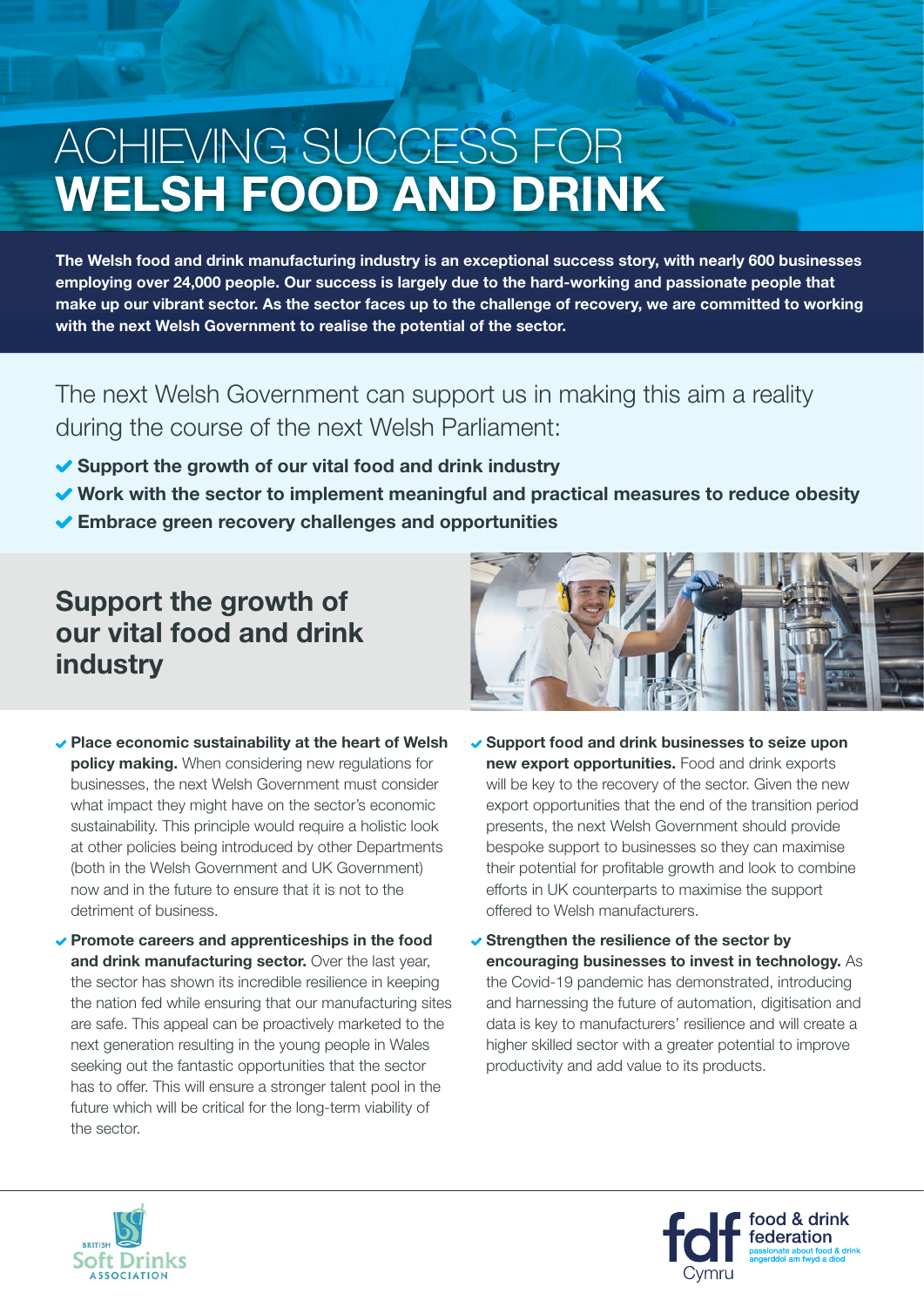# ACHIEVING SUCCESS FOR **WELSH FOOD AND DRINK**

**The Welsh food and drink manufacturing industry is an exceptional success story, with nearly 600 businesses employing over 24,000 people. Our success is largely due to the hard-working and passionate people that make up our vibrant sector. As the sector faces up to the challenge of recovery, we are committed to working with the next Welsh Government to realise the potential of the sector.**

The next Welsh Government can support us in making this aim a reality during the course of the next Welsh Parliament:

- **Support the growth of our vital food and drink industry**
- **Work with the sector to implement meaningful and practical measures to reduce obesity**
- **Embrace green recovery challenges and opportunities**

## Support the growth of our vital food and drink industry

- **Place economic sustainability at the heart of Welsh policy making.** When considering new regulations for businesses, the next Welsh Government must consider what impact they might have on the sector's economic sustainability. This principle would require a holistic look at other policies being introduced by other Departments (both in the Welsh Government and UK Government) now and in the future to ensure that it is not to the detriment of business.

- **Promote careers and apprenticeships in the food and drink manufacturing sector.** Over the last year, the sector has shown its incredible resilience in keeping the nation fed while ensuring that our manufacturing sites are safe. This appeal can be proactively marketed to the next generation resulting in the young people in Wales seeking out the fantastic opportunities that the sector has to offer. This will ensure a stronger talent pool in the future which will be critical for the long-term viability of the sector.

- **Support food and drink businesses to seize upon new export opportunities.** Food and drink exports will be key to the recovery of the sector. Given the new export opportunities that the end of the transition period presents, the next Welsh Government should provide bespoke support to businesses so they can maximise their potential for profitable growth and look to combine efforts in UK counterparts to maximise the support offered to Welsh manufacturers.

- **Strengthen the resilience of the sector by encouraging businesses to invest in technology.** As the Covid-19 pandemic has demonstrated, introducing and harnessing the future of automation, digitisation and data is key to manufacturers' resilience and will create a higher skilled sector with a greater potential to improve productivity and add value to its products.

British Soft Drinks Association

fdf Cymru — food & drink federation — passionate about food & drink — angerddol am fwyd a diod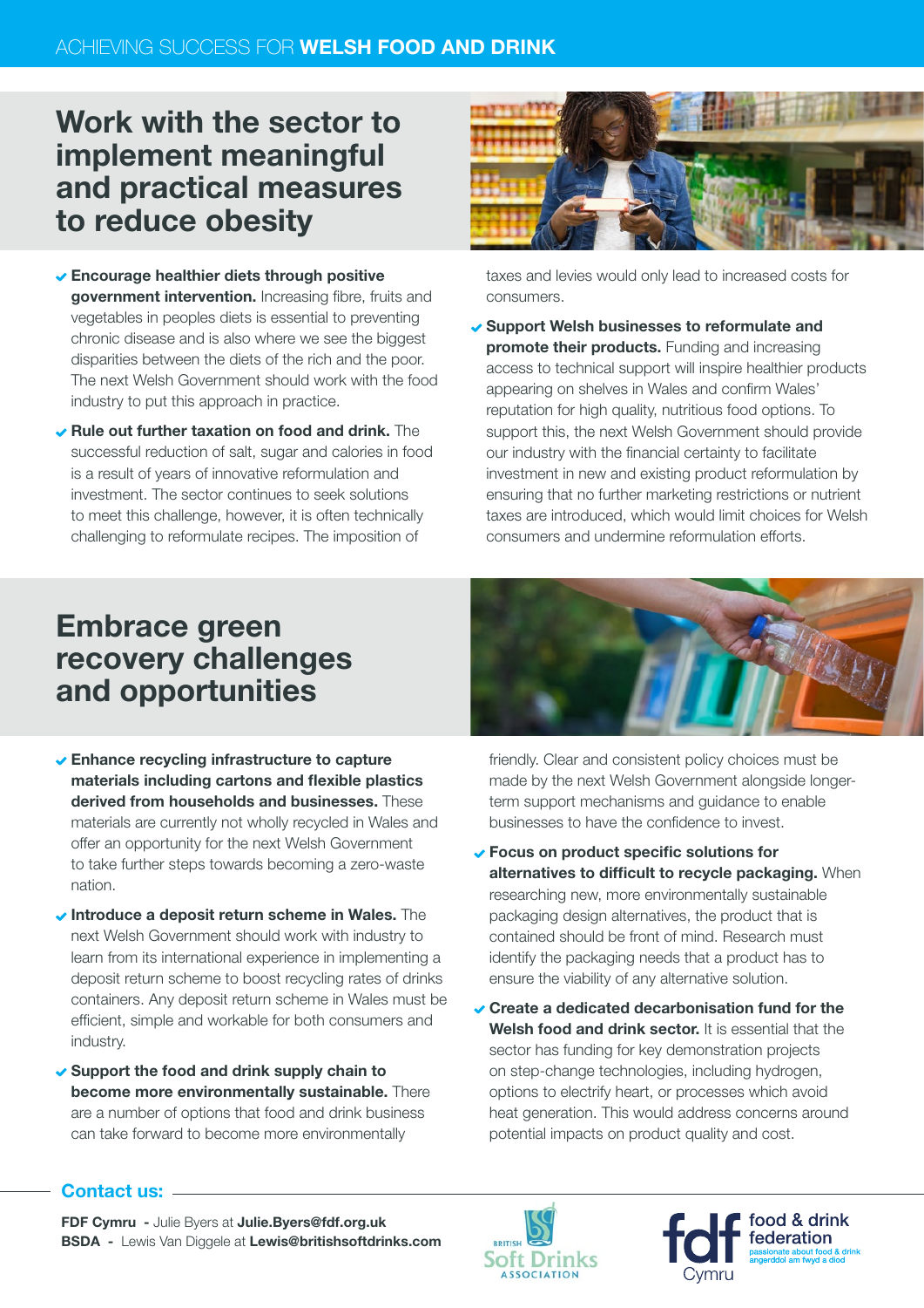# Work with the sector to implement meaningful and practical measures to reduce obesity

- **Encourage healthier diets through positive government intervention.** Increasing fibre, fruits and vegetables in peoples diets is essential to preventing chronic disease and is also where we see the biggest disparities between the diets of the rich and the poor. The next Welsh Government should work with the food industry to put this approach in practice.
- **Rule out further taxation on food and drink.** The successful reduction of salt, sugar and calories in food is a result of years of innovative reformulation and investment. The sector continues to seek solutions to meet this challenge, however, it is often technically challenging to reformulate recipes. The imposition of taxes and levies would only lead to increased costs for consumers.
- **Support Welsh businesses to reformulate and promote their products.** Funding and increasing access to technical support will inspire healthier products appearing on shelves in Wales and confirm Wales' reputation for high quality, nutritious food options. To support this, the next Welsh Government should provide our industry with the financial certainty to facilitate investment in new and existing product reformulation by ensuring that no further marketing restrictions or nutrient taxes are introduced, which would limit choices for Welsh consumers and undermine reformulation efforts.

# Embrace green recovery challenges and opportunities

- **Enhance recycling infrastructure to capture materials including cartons and flexible plastics derived from households and businesses.** These materials are currently not wholly recycled in Wales and offer an opportunity for the next Welsh Government to take further steps towards becoming a zero-waste nation.
- **Introduce a deposit return scheme in Wales.** The next Welsh Government should work with industry to learn from its international experience in implementing a deposit return scheme to boost recycling rates of drinks containers. Any deposit return scheme in Wales must be efficient, simple and workable for both consumers and industry.
- **Support the food and drink supply chain to become more environmentally sustainable.** There are a number of options that food and drink business can take forward to become more environmentally friendly. Clear and consistent policy choices must be made by the next Welsh Government alongside longer-term support mechanisms and guidance to enable businesses to have the confidence to invest.
- **Focus on product specific solutions for alternatives to difficult to recycle packaging.** When researching new, more environmentally sustainable packaging design alternatives, the product that is contained should be front of mind. Research must identify the packaging needs that a product has to ensure the viability of any alternative solution.
- **Create a dedicated decarbonisation fund for the Welsh food and drink sector.** It is essential that the sector has funding for key demonstration projects on step-change technologies, including hydrogen, options to electrify heart, or processes which avoid heat generation. This would address concerns around potential impacts on product quality and cost.

## Contact us:

**FDF Cymru** - Julie Byers at **Julie.Byers@fdf.org.uk**
**BSDA** - Lewis Van Diggele at **Lewis@britishsoftdrinks.com**

British Soft Drinks Association

fdf Cymru food & drink federation
passionate about food & drink
angerddol am fwyd a diod